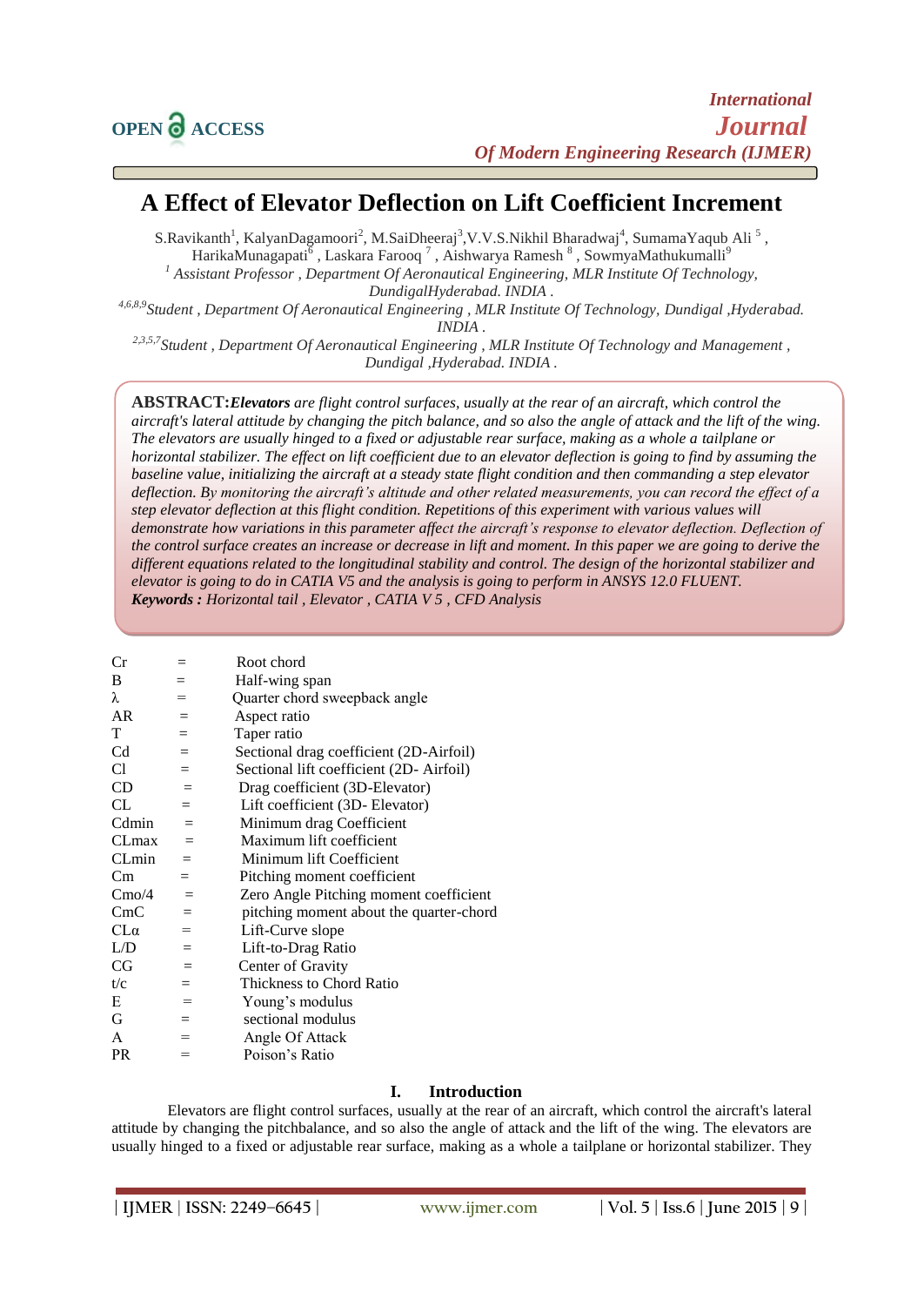# A Effect of Elevator Deflection on Lift Coefficient Increment

S.Ravikanth[1], KalyanDagamoori[2], M.SaiDheeraj[3],V.V.S.Nikhil Bharadwaj[4], SumamaYaqub Ali [5], HarikaMunagapati[6], Laskara Farooq [7], Aishwarya Ramesh [8], SowmyaMathukumalli[9]

[1] *Assistant Professor , Department Of Aeronautical Engineering, MLR Institute Of Technology, DundigalHyderabad. INDIA .*

[4,6,8,9] *Student , Department Of Aeronautical Engineering , MLR Institute Of Technology, Dundigal ,Hyderabad. INDIA .*

[2,3,5,7] *Student , Department Of Aeronautical Engineering , MLR Institute Of Technology and Management , Dundigal ,Hyderabad. INDIA .*

**ABSTRACT:** ***Elevators*** *are flight control surfaces, usually at the rear of an aircraft, which control the aircraft's lateral attitude by changing the pitch balance, and so also the angle of attack and the lift of the wing. The elevators are usually hinged to a fixed or adjustable rear surface, making as a whole a tailplane or horizontal stabilizer. The effect on lift coefficient due to an elevator deflection is going to find by assuming the baseline value, initializing the aircraft at a steady state flight condition and then commanding a step elevator deflection. By monitoring the aircraft's altitude and other related measurements, you can record the effect of a step elevator deflection at this flight condition. Repetitions of this experiment with various values will demonstrate how variations in this parameter affect the aircraft's response to elevator deflection. Deflection of the control surface creates an increase or decrease in lift and moment. In this paper we are going to derive the different equations related to the longitudinal stability and control. The design of the horizontal stabilizer and elevator is going to do in CATIA V5 and the analysis is going to perform in ANSYS 12.0 FLUENT.*

***Keywords :*** *Horizontal tail , Elevator , CATIA V 5 , CFD Analysis*

| | | |
|---|---|---|
| Cr | = | Root chord |
| B | = | Half-wing span |
| λ | = | Quarter chord sweepback angle |
| AR | = | Aspect ratio |
| T | = | Taper ratio |
| Cd | = | Sectional drag coefficient (2D-Airfoil) |
| Cl | = | Sectional lift coefficient (2D- Airfoil) |
| CD | = | Drag coefficient (3D-Elevator) |
| CL | = | Lift coefficient (3D- Elevator) |
| Cdmin | = | Minimum drag Coefficient |
| CLmax | = | Maximum lift coefficient |
| CLmin | = | Minimum lift Coefficient |
| Cm | = | Pitching moment coefficient |
| Cmo/4 | = | Zero Angle Pitching moment coefficient |
| CmC | = | pitching moment about the quarter-chord |
| CLα | = | Lift-Curve slope |
| L/D | = | Lift-to-Drag Ratio |
| CG | = | Center of Gravity |
| t/c | = | Thickness to Chord Ratio |
| E | = | Young's modulus |
| G | = | sectional modulus |
| A | = | Angle Of Attack |
| PR | = | Poison's Ratio |

## I. Introduction

Elevators are flight control surfaces, usually at the rear of an aircraft, which control the aircraft's lateral attitude by changing the pitchbalance, and so also the angle of attack and the lift of the wing. The elevators are usually hinged to a fixed or adjustable rear surface, making as a whole a tailplane or horizontal stabilizer. They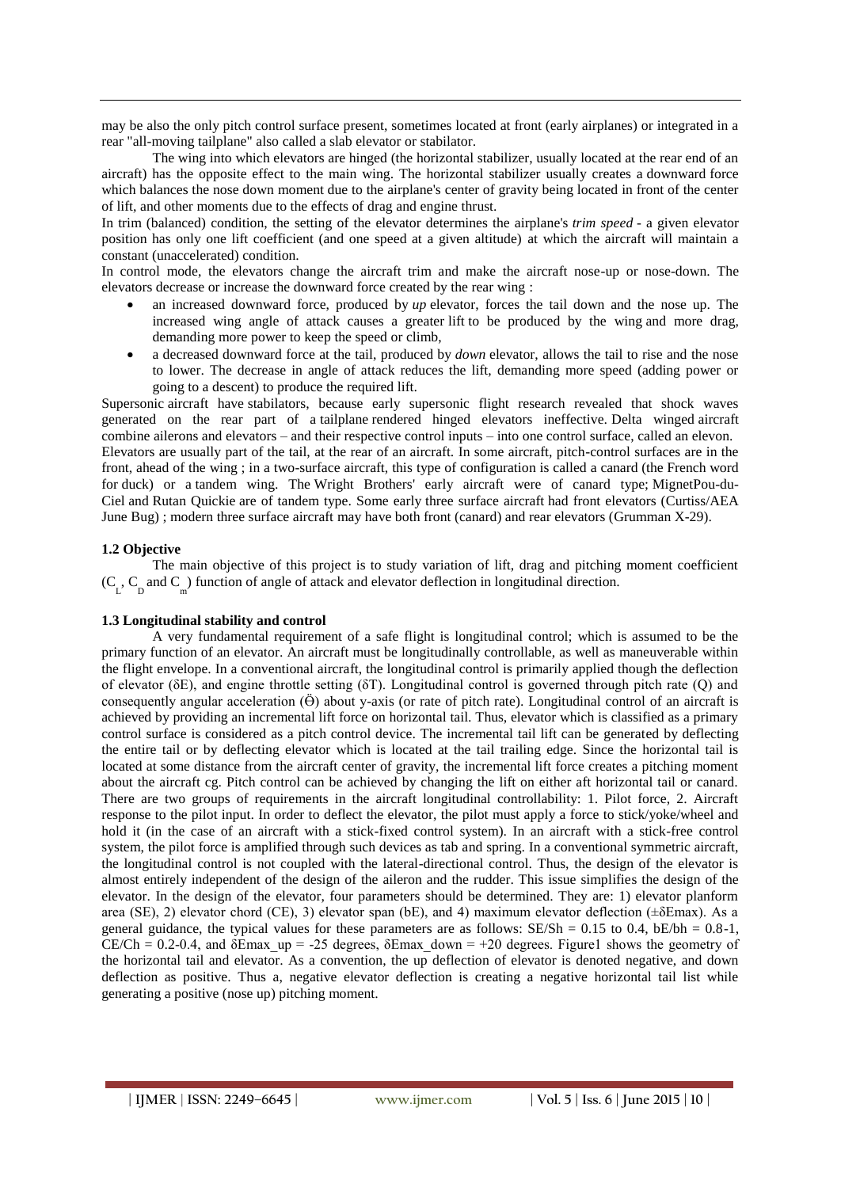may be also the only pitch control surface present, sometimes located at front (early airplanes) or integrated in a rear "all-moving tailplane" also called a slab elevator or stabilator.

The wing into which elevators are hinged (the horizontal stabilizer, usually located at the rear end of an aircraft) has the opposite effect to the main wing. The horizontal stabilizer usually creates a downward force which balances the nose down moment due to the airplane's center of gravity being located in front of the center of lift, and other moments due to the effects of drag and engine thrust.

In trim (balanced) condition, the setting of the elevator determines the airplane's *trim speed* - a given elevator position has only one lift coefficient (and one speed at a given altitude) at which the aircraft will maintain a constant (unaccelerated) condition.

In control mode, the elevators change the aircraft trim and make the aircraft nose-up or nose-down. The elevators decrease or increase the downward force created by the rear wing :

- an increased downward force, produced by *up* elevator, forces the tail down and the nose up. The increased wing angle of attack causes a greater lift to be produced by the wing and more drag, demanding more power to keep the speed or climb,
- a decreased downward force at the tail, produced by *down* elevator, allows the tail to rise and the nose to lower. The decrease in angle of attack reduces the lift, demanding more speed (adding power or going to a descent) to produce the required lift.

Supersonic aircraft have stabilators, because early supersonic flight research revealed that shock waves generated on the rear part of a tailplane rendered hinged elevators ineffective. Delta winged aircraft combine ailerons and elevators – and their respective control inputs – into one control surface, called an elevon.

Elevators are usually part of the tail, at the rear of an aircraft. In some aircraft, pitch-control surfaces are in the front, ahead of the wing ; in a two-surface aircraft, this type of configuration is called a canard (the French word for duck) or a tandem wing. The Wright Brothers' early aircraft were of canard type; MignetPou-du-Ciel and Rutan Quickie are of tandem type. Some early three surface aircraft had front elevators (Curtiss/AEA June Bug) ; modern three surface aircraft may have both front (canard) and rear elevators (Grumman X-29).

### 1.2 Objective

The main objective of this project is to study variation of lift, drag and pitching moment coefficient ($C_L$, $C_D$ and $C_m$) function of angle of attack and elevator deflection in longitudinal direction.

### 1.3 Longitudinal stability and control

A very fundamental requirement of a safe flight is longitudinal control; which is assumed to be the primary function of an elevator. An aircraft must be longitudinally controllable, as well as maneuverable within the flight envelope. In a conventional aircraft, the longitudinal control is primarily applied though the deflection of elevator (δE), and engine throttle setting (δT). Longitudinal control is governed through pitch rate (Q) and consequently angular acceleration ($\ddot{\Theta}$) about y-axis (or rate of pitch rate). Longitudinal control of an aircraft is achieved by providing an incremental lift force on horizontal tail. Thus, elevator which is classified as a primary control surface is considered as a pitch control device. The incremental tail lift can be generated by deflecting the entire tail or by deflecting elevator which is located at the tail trailing edge. Since the horizontal tail is located at some distance from the aircraft center of gravity, the incremental lift force creates a pitching moment about the aircraft cg. Pitch control can be achieved by changing the lift on either aft horizontal tail or canard. There are two groups of requirements in the aircraft longitudinal controllability: 1. Pilot force, 2. Aircraft response to the pilot input. In order to deflect the elevator, the pilot must apply a force to stick/yoke/wheel and hold it (in the case of an aircraft with a stick-fixed control system). In an aircraft with a stick-free control system, the pilot force is amplified through such devices as tab and spring. In a conventional symmetric aircraft, the longitudinal control is not coupled with the lateral-directional control. Thus, the design of the elevator is almost entirely independent of the design of the aileron and the rudder. This issue simplifies the design of the elevator. In the design of the elevator, four parameters should be determined. They are: 1) elevator planform area (SE), 2) elevator chord (CE), 3) elevator span (bE), and 4) maximum elevator deflection (±δEmax). As a general guidance, the typical values for these parameters are as follows: SE/Sh = 0.15 to 0.4, bE/bh = 0.8-1, CE/Ch = 0.2-0.4, and δEmax_up = -25 degrees, δEmax_down = +20 degrees. Figure1 shows the geometry of the horizontal tail and elevator. As a convention, the up deflection of elevator is denoted negative, and down deflection as positive. Thus a, negative elevator deflection is creating a negative horizontal tail list while generating a positive (nose up) pitching moment.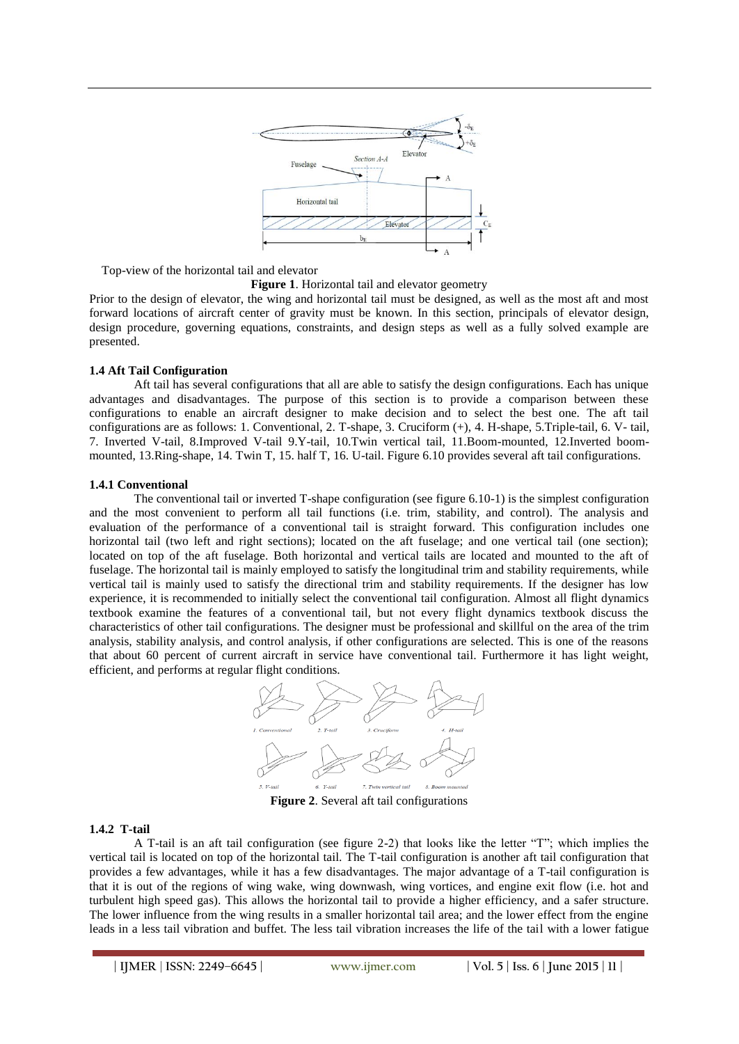Top-view of the horizontal tail and elevator

**Figure 1**. Horizontal tail and elevator geometry

Prior to the design of elevator, the wing and horizontal tail must be designed, as well as the most aft and most forward locations of aircraft center of gravity must be known. In this section, principals of elevator design, design procedure, governing equations, constraints, and design steps as well as a fully solved example are presented.

### 1.4 Aft Tail Configuration

Aft tail has several configurations that all are able to satisfy the design configurations. Each has unique advantages and disadvantages. The purpose of this section is to provide a comparison between these configurations to enable an aircraft designer to make decision and to select the best one. The aft tail configurations are as follows: 1. Conventional, 2. T-shape, 3. Cruciform (+), 4. H-shape, 5.Triple-tail, 6. V- tail, 7. Inverted V-tail, 8.Improved V-tail 9.Y-tail, 10.Twin vertical tail, 11.Boom-mounted, 12.Inverted boom-mounted, 13.Ring-shape, 14. Twin T, 15. half T, 16. U-tail. Figure 6.10 provides several aft tail configurations.

#### 1.4.1 Conventional

The conventional tail or inverted T-shape configuration (see figure 6.10-1) is the simplest configuration and the most convenient to perform all tail functions (i.e. trim, stability, and control). The analysis and evaluation of the performance of a conventional tail is straight forward. This configuration includes one horizontal tail (two left and right sections); located on the aft fuselage; and one vertical tail (one section); located on top of the aft fuselage. Both horizontal and vertical tails are located and mounted to the aft of fuselage. The horizontal tail is mainly employed to satisfy the longitudinal trim and stability requirements, while vertical tail is mainly used to satisfy the directional trim and stability requirements. If the designer has low experience, it is recommended to initially select the conventional tail configuration. Almost all flight dynamics textbook examine the features of a conventional tail, but not every flight dynamics textbook discuss the characteristics of other tail configurations. The designer must be professional and skillful on the area of the trim analysis, stability analysis, and control analysis, if other configurations are selected. This is one of the reasons that about 60 percent of current aircraft in service have conventional tail. Furthermore it has light weight, efficient, and performs at regular flight conditions.

**Figure 2**. Several aft tail configurations

#### 1.4.2 T-tail

A T-tail is an aft tail configuration (see figure 2-2) that looks like the letter "T"; which implies the vertical tail is located on top of the horizontal tail. The T-tail configuration is another aft tail configuration that provides a few advantages, while it has a few disadvantages. The major advantage of a T-tail configuration is that it is out of the regions of wing wake, wing downwash, wing vortices, and engine exit flow (i.e. hot and turbulent high speed gas). This allows the horizontal tail to provide a higher efficiency, and a safer structure. The lower influence from the wing results in a smaller horizontal tail area; and the lower effect from the engine leads in a less tail vibration and buffet. The less tail vibration increases the life of the tail with a lower fatigue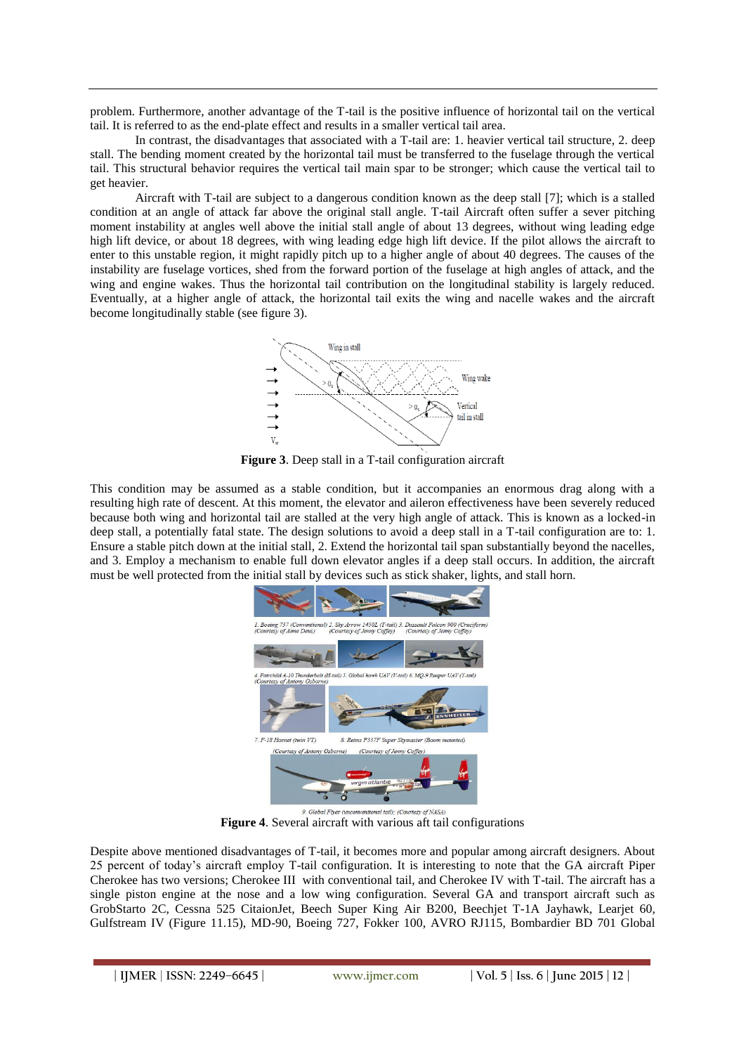problem. Furthermore, another advantage of the T-tail is the positive influence of horizontal tail on the vertical tail. It is referred to as the end-plate effect and results in a smaller vertical tail area.

In contrast, the disadvantages that associated with a T-tail are: 1. heavier vertical tail structure, 2. deep stall. The bending moment created by the horizontal tail must be transferred to the fuselage through the vertical tail. This structural behavior requires the vertical tail main spar to be stronger; which cause the vertical tail to get heavier.

Aircraft with T-tail are subject to a dangerous condition known as the deep stall [7]; which is a stalled condition at an angle of attack far above the original stall angle. T-tail Aircraft often suffer a sever pitching moment instability at angles well above the initial stall angle of about 13 degrees, without wing leading edge high lift device, or about 18 degrees, with wing leading edge high lift device. If the pilot allows the aircraft to enter to this unstable region, it might rapidly pitch up to a higher angle of about 40 degrees. The causes of the instability are fuselage vortices, shed from the forward portion of the fuselage at high angles of attack, and the wing and engine wakes. Thus the horizontal tail contribution on the longitudinal stability is largely reduced. Eventually, at a higher angle of attack, the horizontal tail exits the wing and nacelle wakes and the aircraft become longitudinally stable (see figure 3).

Wing in stall
$> \alpha_s$
Wing wake
$> \alpha_s$
Vertical tail in stall
$V_\infty$

**Figure 3**. Deep stall in a T-tail configuration aircraft

This condition may be assumed as a stable condition, but it accompanies an enormous drag along with a resulting high rate of descent. At this moment, the elevator and aileron effectiveness have been severely reduced because both wing and horizontal tail are stalled at the very high angle of attack. This is known as a locked-in deep stall, a potentially fatal state. The design solutions to avoid a deep stall in a T-tail configuration are to: 1. Ensure a stable pitch down at the initial stall, 2. Extend the horizontal tail span substantially beyond the nacelles, and 3. Employ a mechanism to enable full down elevator angles if a deep stall occurs. In addition, the aircraft must be well protected from the initial stall by devices such as stick shaker, lights, and stall horn.

1. Boeing 737 (Conventional) (Courtesy of Anne Deus) 2. Sky Arrow 1450L (T-tail) (Courtesy of Jenny Coffey) 3. Dassault Falcon 900 (Cruciform) (Courtesy of Jenny Coffey)

4. Fairchild A-10 Thunderbolt (H-tail) (Courtesy of Antony Osborne) 5. Global hawk UAV (V-tail) 6. MQ-9 Reaper UAV (Y-tail)

7. F-18 Hornet (twin VT) (Courtesy of Antony Osborne) 8. Reims F337F Super Skymaster (Boom mounted) (Courtesy of Jenny Coffey)

9. Global Flyer (unconventional tail); (Courtesy of NASA)

**Figure 4**. Several aircraft with various aft tail configurations

Despite above mentioned disadvantages of T-tail, it becomes more and popular among aircraft designers. About 25 percent of today's aircraft employ T-tail configuration. It is interesting to note that the GA aircraft Piper Cherokee has two versions; Cherokee III with conventional tail, and Cherokee IV with T-tail. The aircraft has a single piston engine at the nose and a low wing configuration. Several GA and transport aircraft such as GrobStarto 2C, Cessna 525 CitaionJet, Beech Super King Air B200, Beechjet T-1A Jayhawk, Learjet 60, Gulfstream IV (Figure 11.15), MD-90, Boeing 727, Fokker 100, AVRO RJ115, Bombardier BD 701 Global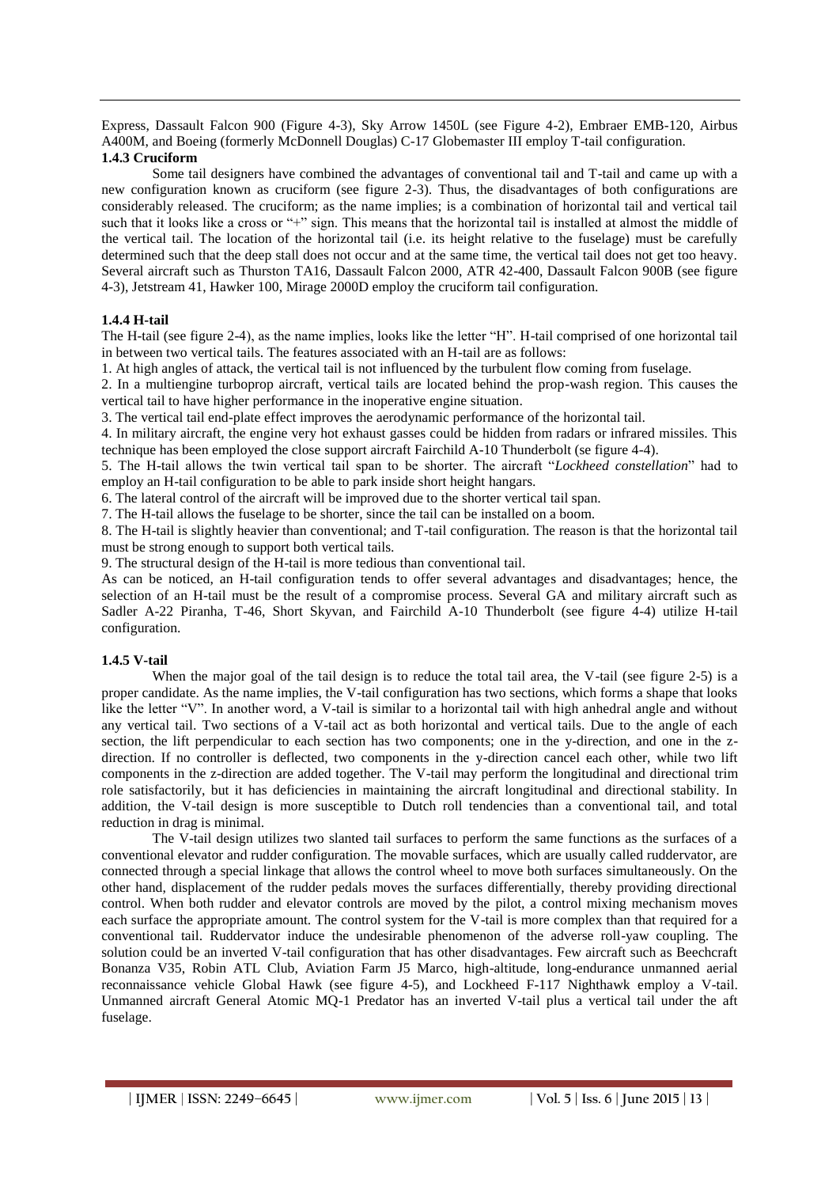Express, Dassault Falcon 900 (Figure 4-3), Sky Arrow 1450L (see Figure 4-2), Embraer EMB-120, Airbus A400M, and Boeing (formerly McDonnell Douglas) C-17 Globemaster III employ T-tail configuration.

### 1.4.3 Cruciform

Some tail designers have combined the advantages of conventional tail and T-tail and came up with a new configuration known as cruciform (see figure 2-3). Thus, the disadvantages of both configurations are considerably released. The cruciform; as the name implies; is a combination of horizontal tail and vertical tail such that it looks like a cross or "+" sign. This means that the horizontal tail is installed at almost the middle of the vertical tail. The location of the horizontal tail (i.e. its height relative to the fuselage) must be carefully determined such that the deep stall does not occur and at the same time, the vertical tail does not get too heavy. Several aircraft such as Thurston TA16, Dassault Falcon 2000, ATR 42-400, Dassault Falcon 900B (see figure 4-3), Jetstream 41, Hawker 100, Mirage 2000D employ the cruciform tail configuration.

### 1.4.4 H-tail

The H-tail (see figure 2-4), as the name implies, looks like the letter "H". H-tail comprised of one horizontal tail in between two vertical tails. The features associated with an H-tail are as follows:

1. At high angles of attack, the vertical tail is not influenced by the turbulent flow coming from fuselage.
2. In a multiengine turboprop aircraft, vertical tails are located behind the prop-wash region. This causes the vertical tail to have higher performance in the inoperative engine situation.
3. The vertical tail end-plate effect improves the aerodynamic performance of the horizontal tail.
4. In military aircraft, the engine very hot exhaust gasses could be hidden from radars or infrared missiles. This technique has been employed the close support aircraft Fairchild A-10 Thunderbolt (se figure 4-4).
5. The H-tail allows the twin vertical tail span to be shorter. The aircraft "*Lockheed constellation*" had to employ an H-tail configuration to be able to park inside short height hangars.
6. The lateral control of the aircraft will be improved due to the shorter vertical tail span.
7. The H-tail allows the fuselage to be shorter, since the tail can be installed on a boom.
8. The H-tail is slightly heavier than conventional; and T-tail configuration. The reason is that the horizontal tail must be strong enough to support both vertical tails.
9. The structural design of the H-tail is more tedious than conventional tail.

As can be noticed, an H-tail configuration tends to offer several advantages and disadvantages; hence, the selection of an H-tail must be the result of a compromise process. Several GA and military aircraft such as Sadler A-22 Piranha, T-46, Short Skyvan, and Fairchild A-10 Thunderbolt (see figure 4-4) utilize H-tail configuration.

### 1.4.5 V-tail

When the major goal of the tail design is to reduce the total tail area, the V-tail (see figure 2-5) is a proper candidate. As the name implies, the V-tail configuration has two sections, which forms a shape that looks like the letter "V". In another word, a V-tail is similar to a horizontal tail with high anhedral angle and without any vertical tail. Two sections of a V-tail act as both horizontal and vertical tails. Due to the angle of each section, the lift perpendicular to each section has two components; one in the y-direction, and one in the z-direction. If no controller is deflected, two components in the y-direction cancel each other, while two lift components in the z-direction are added together. The V-tail may perform the longitudinal and directional trim role satisfactorily, but it has deficiencies in maintaining the aircraft longitudinal and directional stability. In addition, the V-tail design is more susceptible to Dutch roll tendencies than a conventional tail, and total reduction in drag is minimal.

The V-tail design utilizes two slanted tail surfaces to perform the same functions as the surfaces of a conventional elevator and rudder configuration. The movable surfaces, which are usually called ruddervator, are connected through a special linkage that allows the control wheel to move both surfaces simultaneously. On the other hand, displacement of the rudder pedals moves the surfaces differentially, thereby providing directional control. When both rudder and elevator controls are moved by the pilot, a control mixing mechanism moves each surface the appropriate amount. The control system for the V-tail is more complex than that required for a conventional tail. Ruddervator induce the undesirable phenomenon of the adverse roll-yaw coupling. The solution could be an inverted V-tail configuration that has other disadvantages. Few aircraft such as Beechcraft Bonanza V35, Robin ATL Club, Aviation Farm J5 Marco, high-altitude, long-endurance unmanned aerial reconnaissance vehicle Global Hawk (see figure 4-5), and Lockheed F-117 Nighthawk employ a V-tail. Unmanned aircraft General Atomic MQ-1 Predator has an inverted V-tail plus a vertical tail under the aft fuselage.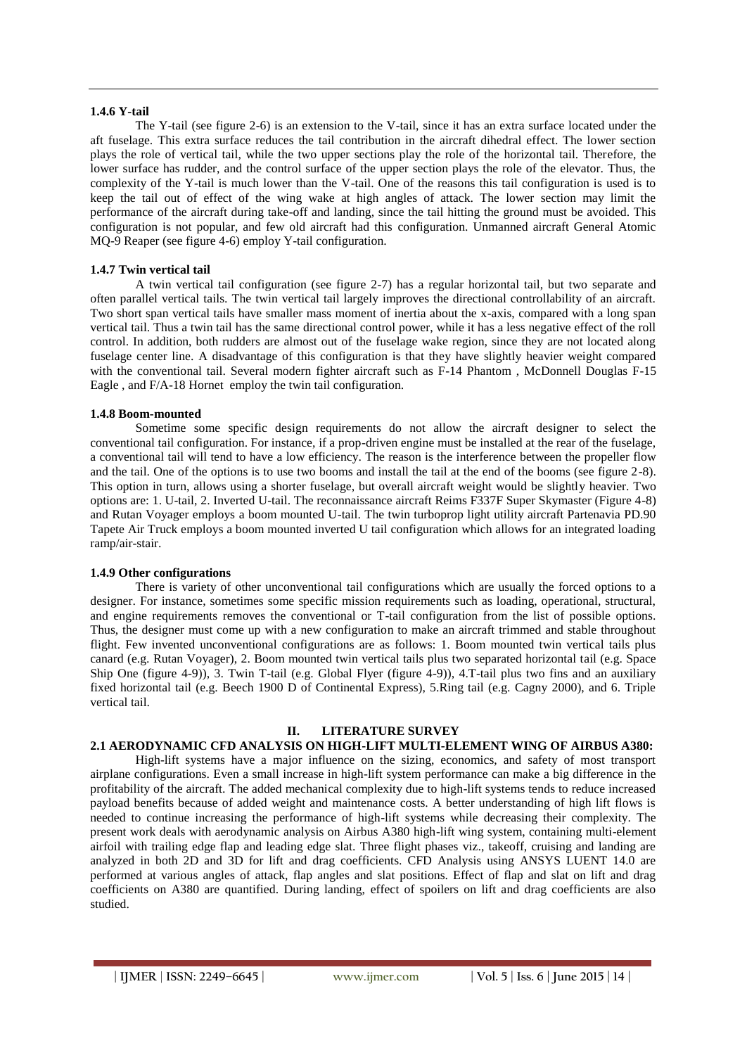#### 1.4.6 Y-tail

The Y-tail (see figure 2-6) is an extension to the V-tail, since it has an extra surface located under the aft fuselage. This extra surface reduces the tail contribution in the aircraft dihedral effect. The lower section plays the role of vertical tail, while the two upper sections play the role of the horizontal tail. Therefore, the lower surface has rudder, and the control surface of the upper section plays the role of the elevator. Thus, the complexity of the Y-tail is much lower than the V-tail. One of the reasons this tail configuration is used is to keep the tail out of effect of the wing wake at high angles of attack. The lower section may limit the performance of the aircraft during take-off and landing, since the tail hitting the ground must be avoided. This configuration is not popular, and few old aircraft had this configuration. Unmanned aircraft General Atomic MQ-9 Reaper (see figure 4-6) employ Y-tail configuration.

#### 1.4.7 Twin vertical tail

A twin vertical tail configuration (see figure 2-7) has a regular horizontal tail, but two separate and often parallel vertical tails. The twin vertical tail largely improves the directional controllability of an aircraft. Two short span vertical tails have smaller mass moment of inertia about the x-axis, compared with a long span vertical tail. Thus a twin tail has the same directional control power, while it has a less negative effect of the roll control. In addition, both rudders are almost out of the fuselage wake region, since they are not located along fuselage center line. A disadvantage of this configuration is that they have slightly heavier weight compared with the conventional tail. Several modern fighter aircraft such as F-14 Phantom , McDonnell Douglas F-15 Eagle , and F/A-18 Hornet employ the twin tail configuration.

#### 1.4.8 Boom-mounted

Sometime some specific design requirements do not allow the aircraft designer to select the conventional tail configuration. For instance, if a prop-driven engine must be installed at the rear of the fuselage, a conventional tail will tend to have a low efficiency. The reason is the interference between the propeller flow and the tail. One of the options is to use two booms and install the tail at the end of the booms (see figure 2-8). This option in turn, allows using a shorter fuselage, but overall aircraft weight would be slightly heavier. Two options are: 1. U-tail, 2. Inverted U-tail. The reconnaissance aircraft Reims F337F Super Skymaster (Figure 4-8) and Rutan Voyager employs a boom mounted U-tail. The twin turboprop light utility aircraft Partenavia PD.90 Tapete Air Truck employs a boom mounted inverted U tail configuration which allows for an integrated loading ramp/air-stair.

#### 1.4.9 Other configurations

There is variety of other unconventional tail configurations which are usually the forced options to a designer. For instance, sometimes some specific mission requirements such as loading, operational, structural, and engine requirements removes the conventional or T-tail configuration from the list of possible options. Thus, the designer must come up with a new configuration to make an aircraft trimmed and stable throughout flight. Few invented unconventional configurations are as follows: 1. Boom mounted twin vertical tails plus canard (e.g. Rutan Voyager), 2. Boom mounted twin vertical tails plus two separated horizontal tail (e.g. Space Ship One (figure 4-9)), 3. Twin T-tail (e.g. Global Flyer (figure 4-9)), 4.T-tail plus two fins and an auxiliary fixed horizontal tail (e.g. Beech 1900 D of Continental Express), 5.Ring tail (e.g. Cagny 2000), and 6. Triple vertical tail.

## II. LITERATURE SURVEY

### 2.1 AERODYNAMIC CFD ANALYSIS ON HIGH-LIFT MULTI-ELEMENT WING OF AIRBUS A380:

High-lift systems have a major influence on the sizing, economics, and safety of most transport airplane configurations. Even a small increase in high-lift system performance can make a big difference in the profitability of the aircraft. The added mechanical complexity due to high-lift systems tends to reduce increased payload benefits because of added weight and maintenance costs. A better understanding of high lift flows is needed to continue increasing the performance of high-lift systems while decreasing their complexity. The present work deals with aerodynamic analysis on Airbus A380 high-lift wing system, containing multi-element airfoil with trailing edge flap and leading edge slat. Three flight phases viz., takeoff, cruising and landing are analyzed in both 2D and 3D for lift and drag coefficients. CFD Analysis using ANSYS LUENT 14.0 are performed at various angles of attack, flap angles and slat positions. Effect of flap and slat on lift and drag coefficients on A380 are quantified. During landing, effect of spoilers on lift and drag coefficients are also studied.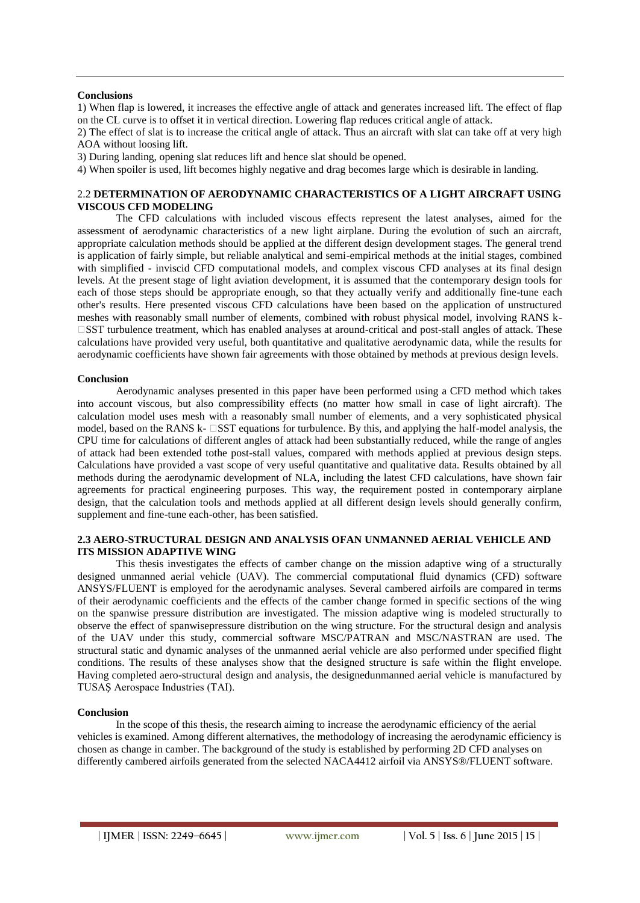**Conclusions**

1) When flap is lowered, it increases the effective angle of attack and generates increased lift. The effect of flap on the CL curve is to offset it in vertical direction. Lowering flap reduces critical angle of attack.

2) The effect of slat is to increase the critical angle of attack. Thus an aircraft with slat can take off at very high AOA without loosing lift.

3) During landing, opening slat reduces lift and hence slat should be opened.

4) When spoiler is used, lift becomes highly negative and drag becomes large which is desirable in landing.

### 2.2 DETERMINATION OF AERODYNAMIC CHARACTERISTICS OF A LIGHT AIRCRAFT USING VISCOUS CFD MODELING

The CFD calculations with included viscous effects represent the latest analyses, aimed for the assessment of aerodynamic characteristics of a new light airplane. During the evolution of such an aircraft, appropriate calculation methods should be applied at the different design development stages. The general trend is application of fairly simple, but reliable analytical and semi-empirical methods at the initial stages, combined with simplified - inviscid CFD computational models, and complex viscous CFD analyses at its final design levels. At the present stage of light aviation development, it is assumed that the contemporary design tools for each of those steps should be appropriate enough, so that they actually verify and additionally fine-tune each other's results. Here presented viscous CFD calculations have been based on the application of unstructured meshes with reasonably small number of elements, combined with robust physical model, involving RANS k-SST turbulence treatment, which has enabled analyses at around-critical and post-stall angles of attack. These calculations have provided very useful, both quantitative and qualitative aerodynamic data, while the results for aerodynamic coefficients have shown fair agreements with those obtained by methods at previous design levels.

**Conclusion**

Aerodynamic analyses presented in this paper have been performed using a CFD method which takes into account viscous, but also compressibility effects (no matter how small in case of light aircraft). The calculation model uses mesh with a reasonably small number of elements, and a very sophisticated physical model, based on the RANS k- SST equations for turbulence. By this, and applying the half-model analysis, the CPU time for calculations of different angles of attack had been substantially reduced, while the range of angles of attack had been extended tothe post-stall values, compared with methods applied at previous design steps. Calculations have provided a vast scope of very useful quantitative and qualitative data. Results obtained by all methods during the aerodynamic development of NLA, including the latest CFD calculations, have shown fair agreements for practical engineering purposes. This way, the requirement posted in contemporary airplane design, that the calculation tools and methods applied at all different design levels should generally confirm, supplement and fine-tune each-other, has been satisfied.

### 2.3 AERO-STRUCTURAL DESIGN AND ANALYSIS OFAN UNMANNED AERIAL VEHICLE AND ITS MISSION ADAPTIVE WING

This thesis investigates the effects of camber change on the mission adaptive wing of a structurally designed unmanned aerial vehicle (UAV). The commercial computational fluid dynamics (CFD) software ANSYS/FLUENT is employed for the aerodynamic analyses. Several cambered airfoils are compared in terms of their aerodynamic coefficients and the effects of the camber change formed in specific sections of the wing on the spanwise pressure distribution are investigated. The mission adaptive wing is modeled structurally to observe the effect of spanwisepressure distribution on the wing structure. For the structural design and analysis of the UAV under this study, commercial software MSC/PATRAN and MSC/NASTRAN are used. The structural static and dynamic analyses of the unmanned aerial vehicle are also performed under specified flight conditions. The results of these analyses show that the designed structure is safe within the flight envelope. Having completed aero-structural design and analysis, the designedunmanned aerial vehicle is manufactured by TUSAŞ Aerospace Industries (TAI).

**Conclusion**

In the scope of this thesis, the research aiming to increase the aerodynamic efficiency of the aerial vehicles is examined. Among different alternatives, the methodology of increasing the aerodynamic efficiency is chosen as change in camber. The background of the study is established by performing 2D CFD analyses on differently cambered airfoils generated from the selected NACA4412 airfoil via ANSYS®/FLUENT software.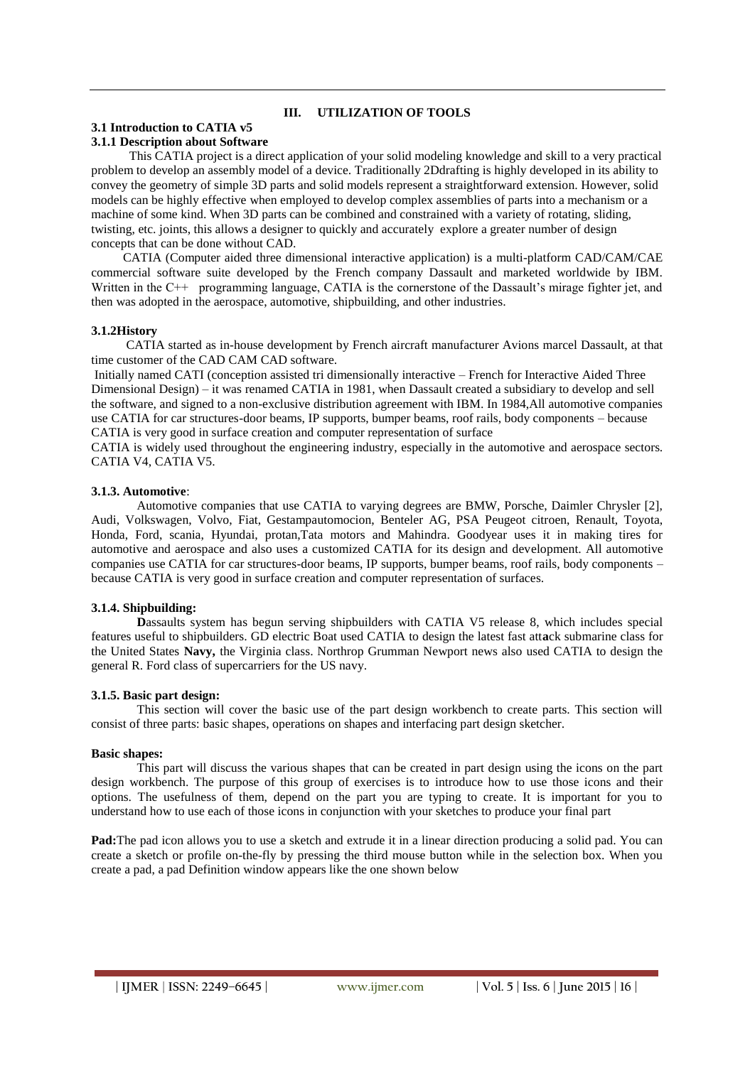## III. UTILIZATION OF TOOLS

### 3.1 Introduction to CATIA v5

#### 3.1.1 Description about Software

This CATIA project is a direct application of your solid modeling knowledge and skill to a very practical problem to develop an assembly model of a device. Traditionally 2Ddrafting is highly developed in its ability to convey the geometry of simple 3D parts and solid models represent a straightforward extension. However, solid models can be highly effective when employed to develop complex assemblies of parts into a mechanism or a machine of some kind. When 3D parts can be combined and constrained with a variety of rotating, sliding, twisting, etc. joints, this allows a designer to quickly and accurately explore a greater number of design concepts that can be done without CAD.

CATIA (Computer aided three dimensional interactive application) is a multi-platform CAD/CAM/CAE commercial software suite developed by the French company Dassault and marketed worldwide by IBM. Written in the C++ programming language, CATIA is the cornerstone of the Dassault's mirage fighter jet, and then was adopted in the aerospace, automotive, shipbuilding, and other industries.

#### 3.1.2History

CATIA started as in-house development by French aircraft manufacturer Avions marcel Dassault, at that time customer of the CAD CAM CAD software.

Initially named CATI (conception assisted tri dimensionally interactive – French for Interactive Aided Three Dimensional Design) – it was renamed CATIA in 1981, when Dassault created a subsidiary to develop and sell the software, and signed to a non-exclusive distribution agreement with IBM. In 1984,All automotive companies use CATIA for car structures-door beams, IP supports, bumper beams, roof rails, body components – because CATIA is very good in surface creation and computer representation of surface

CATIA is widely used throughout the engineering industry, especially in the automotive and aerospace sectors. CATIA V4, CATIA V5.

#### 3.1.3. Automotive:

Automotive companies that use CATIA to varying degrees are BMW, Porsche, Daimler Chrysler [2], Audi, Volkswagen, Volvo, Fiat, Gestampautomocion, Benteler AG, PSA Peugeot citroen, Renault, Toyota, Honda, Ford, scania, Hyundai, protan,Tata motors and Mahindra. Goodyear uses it in making tires for automotive and aerospace and also uses a customized CATIA for its design and development. All automotive companies use CATIA for car structures-door beams, IP supports, bumper beams, roof rails, body components – because CATIA is very good in surface creation and computer representation of surfaces.

#### 3.1.4. Shipbuilding:

**D**assaults system has begun serving shipbuilders with CATIA V5 release 8, which includes special features useful to shipbuilders. GD electric Boat used CATIA to design the latest fast att**a**ck submarine class for the United States **Navy,** the Virginia class. Northrop Grumman Newport news also used CATIA to design the general R. Ford class of supercarriers for the US navy.

#### 3.1.5. Basic part design:

This section will cover the basic use of the part design workbench to create parts. This section will consist of three parts: basic shapes, operations on shapes and interfacing part design sketcher.

**Basic shapes:**

This part will discuss the various shapes that can be created in part design using the icons on the part design workbench. The purpose of this group of exercises is to introduce how to use those icons and their options. The usefulness of them, depend on the part you are typing to create. It is important for you to understand how to use each of those icons in conjunction with your sketches to produce your final part

**Pad:**The pad icon allows you to use a sketch and extrude it in a linear direction producing a solid pad. You can create a sketch or profile on-the-fly by pressing the third mouse button while in the selection box. When you create a pad, a pad Definition window appears like the one shown below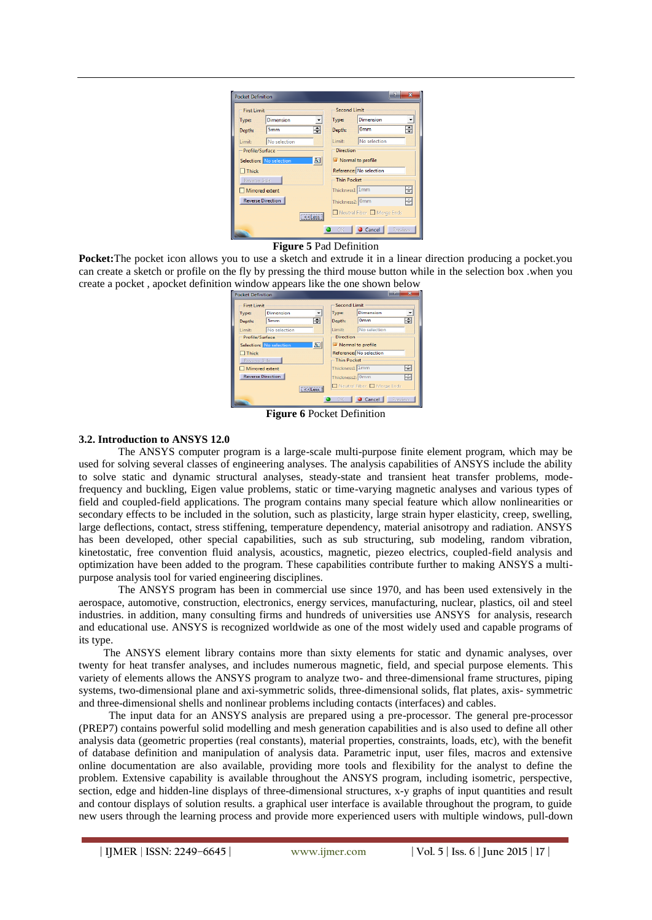**Figure 5** Pad Definition

**Pocket:**The pocket icon allows you to use a sketch and extrude it in a linear direction producing a pocket.you can create a sketch or profile on the fly by pressing the third mouse button while in the selection box .when you create a pocket , apocket definition window appears like the one shown below

**Figure 6** Pocket Definition

### 3.2. Introduction to ANSYS 12.0

The ANSYS computer program is a large-scale multi-purpose finite element program, which may be used for solving several classes of engineering analyses. The analysis capabilities of ANSYS include the ability to solve static and dynamic structural analyses, steady-state and transient heat transfer problems, mode-frequency and buckling, Eigen value problems, static or time-varying magnetic analyses and various types of field and coupled-field applications. The program contains many special feature which allow nonlinearities or secondary effects to be included in the solution, such as plasticity, large strain hyper elasticity, creep, swelling, large deflections, contact, stress stiffening, temperature dependency, material anisotropy and radiation. ANSYS has been developed, other special capabilities, such as sub structuring, sub modeling, random vibration, kinetostatic, free convention fluid analysis, acoustics, magnetic, piezeo electrics, coupled-field analysis and optimization have been added to the program. These capabilities contribute further to making ANSYS a multi-purpose analysis tool for varied engineering disciplines.

The ANSYS program has been in commercial use since 1970, and has been used extensively in the aerospace, automotive, construction, electronics, energy services, manufacturing, nuclear, plastics, oil and steel industries. in addition, many consulting firms and hundreds of universities use ANSYS for analysis, research and educational use. ANSYS is recognized worldwide as one of the most widely used and capable programs of its type.

The ANSYS element library contains more than sixty elements for static and dynamic analyses, over twenty for heat transfer analyses, and includes numerous magnetic, field, and special purpose elements. This variety of elements allows the ANSYS program to analyze two- and three-dimensional frame structures, piping systems, two-dimensional plane and axi-symmetric solids, three-dimensional solids, flat plates, axis- symmetric and three-dimensional shells and nonlinear problems including contacts (interfaces) and cables.

The input data for an ANSYS analysis are prepared using a pre-processor. The general pre-processor (PREP7) contains powerful solid modelling and mesh generation capabilities and is also used to define all other analysis data (geometric properties (real constants), material properties, constraints, loads, etc), with the benefit of database definition and manipulation of analysis data. Parametric input, user files, macros and extensive online documentation are also available, providing more tools and flexibility for the analyst to define the problem. Extensive capability is available throughout the ANSYS program, including isometric, perspective, section, edge and hidden-line displays of three-dimensional structures, x-y graphs of input quantities and result and contour displays of solution results. a graphical user interface is available throughout the program, to guide new users through the learning process and provide more experienced users with multiple windows, pull-down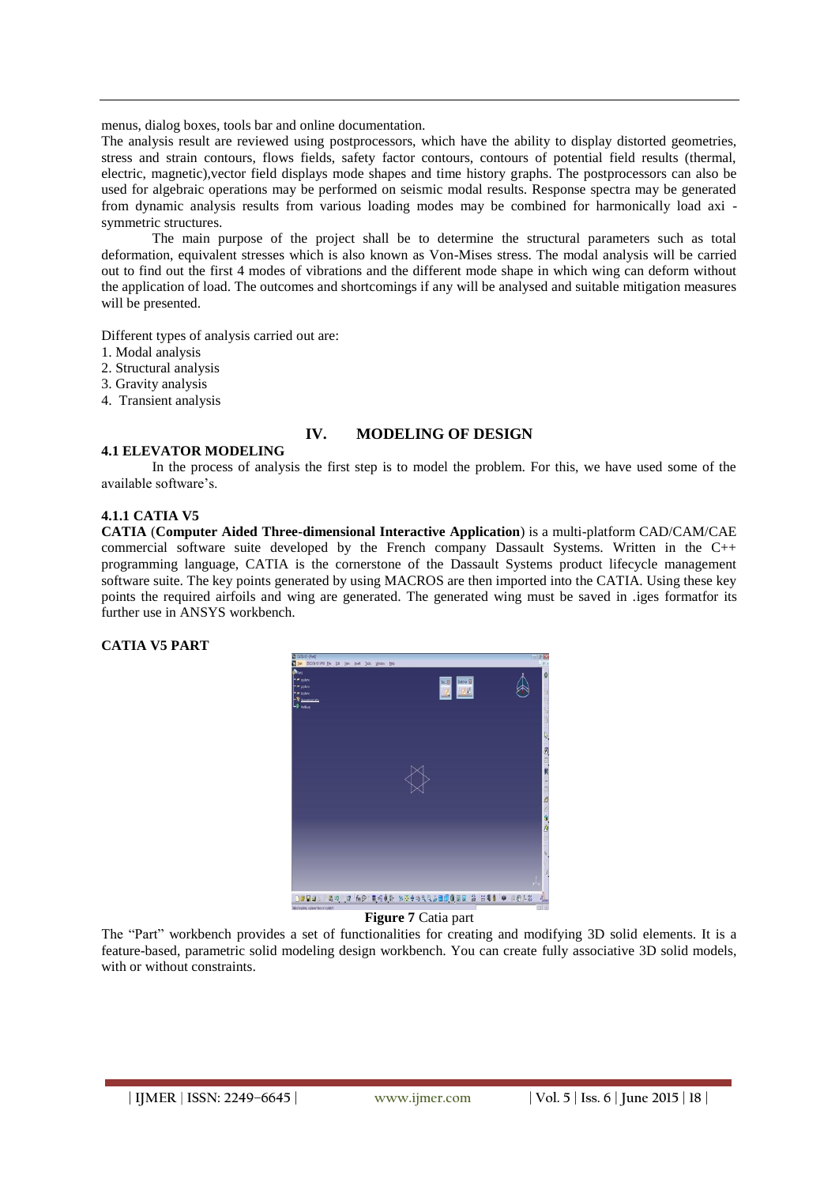menus, dialog boxes, tools bar and online documentation.

The analysis result are reviewed using postprocessors, which have the ability to display distorted geometries, stress and strain contours, flows fields, safety factor contours, contours of potential field results (thermal, electric, magnetic),vector field displays mode shapes and time history graphs. The postprocessors can also be used for algebraic operations may be performed on seismic modal results. Response spectra may be generated from dynamic analysis results from various loading modes may be combined for harmonically load axi - symmetric structures.

The main purpose of the project shall be to determine the structural parameters such as total deformation, equivalent stresses which is also known as Von-Mises stress. The modal analysis will be carried out to find out the first 4 modes of vibrations and the different mode shape in which wing can deform without the application of load. The outcomes and shortcomings if any will be analysed and suitable mitigation measures will be presented.

Different types of analysis carried out are:

1. Modal analysis
2. Structural analysis
3. Gravity analysis
4. Transient analysis

## IV. MODELING OF DESIGN

### 4.1 ELEVATOR MODELING

In the process of analysis the first step is to model the problem. For this, we have used some of the available software's.

#### 4.1.1 CATIA V5

**CATIA** (**Computer Aided Three-dimensional Interactive Application**) is a multi-platform CAD/CAM/CAE commercial software suite developed by the French company Dassault Systems. Written in the C++ programming language, CATIA is the cornerstone of the Dassault Systems product lifecycle management software suite. The key points generated by using MACROS are then imported into the CATIA. Using these key points the required airfoils and wing are generated. The generated wing must be saved in .iges formatfor its further use in ANSYS workbench.

**CATIA V5 PART**

**Figure 7** Catia part

The "Part" workbench provides a set of functionalities for creating and modifying 3D solid elements. It is a feature-based, parametric solid modeling design workbench. You can create fully associative 3D solid models, with or without constraints.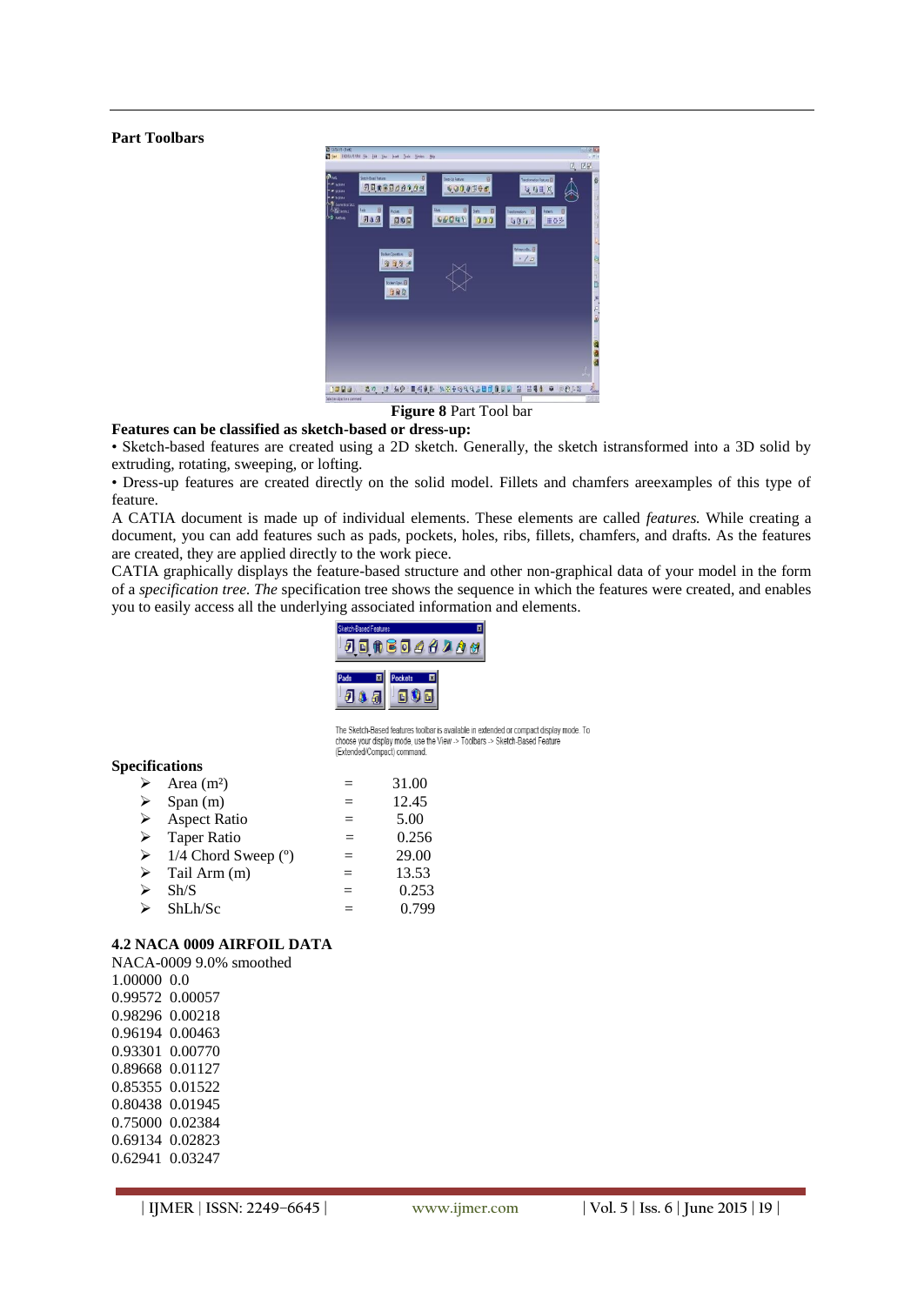**Part Toolbars**

**Figure 8** Part Tool bar

**Features can be classified as sketch-based or dress-up:**

• Sketch-based features are created using a 2D sketch. Generally, the sketch istransformed into a 3D solid by extruding, rotating, sweeping, or lofting.

• Dress-up features are created directly on the solid model. Fillets and chamfers areexamples of this type of feature.

A CATIA document is made up of individual elements. These elements are called *features.* While creating a document, you can add features such as pads, pockets, holes, ribs, fillets, chamfers, and drafts. As the features are created, they are applied directly to the work piece.

CATIA graphically displays the feature-based structure and other non-graphical data of your model in the form of a *specification tree. The* specification tree shows the sequence in which the features were created, and enables you to easily access all the underlying associated information and elements.

The Sketch-Based features toolbar is available in extended or compact display mode. To choose your display mode, use the View -> Toolbars -> Sketch-Based Feature (Extended/Compact) command.

**Specifications**

- Area ($m^2$) = 31.00
- Span (m) = 12.45
- Aspect Ratio = 5.00
- Taper Ratio = 0.256
- 1/4 Chord Sweep (º) = 29.00
- Tail Arm (m) = 13.53
- Sh/S = 0.253
- ShLh/Sc = 0.799

**4.2 NACA 0009 AIRFOIL DATA**

NACA-0009 9.0% smoothed

1.00000 0.0
0.99572 0.00057
0.98296 0.00218
0.96194 0.00463
0.93301 0.00770
0.89668 0.01127
0.85355 0.01522
0.80438 0.01945
0.75000 0.02384
0.69134 0.02823
0.62941 0.03247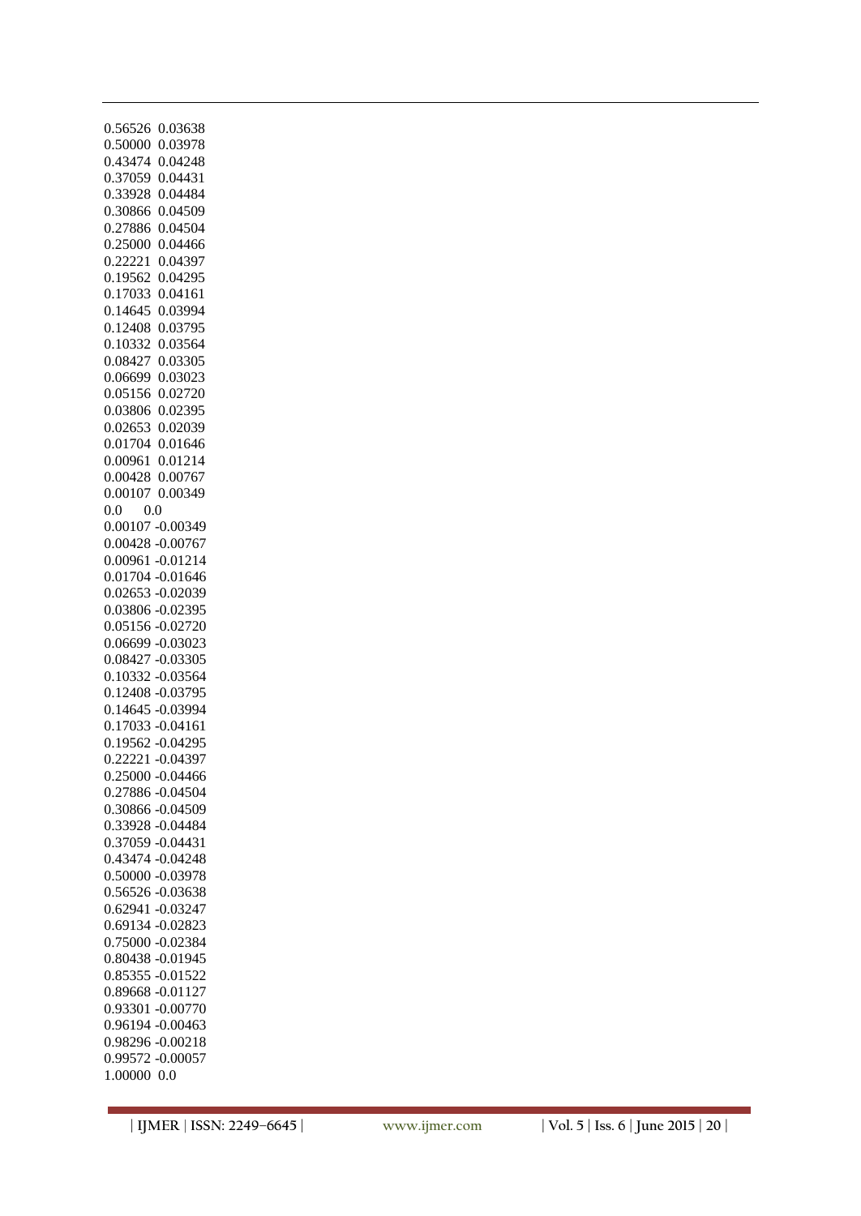0.56526 0.03638
0.50000 0.03978
0.43474 0.04248
0.37059 0.04431
0.33928 0.04484
0.30866 0.04509
0.27886 0.04504
0.25000 0.04466
0.22221 0.04397
0.19562 0.04295
0.17033 0.04161
0.14645 0.03994
0.12408 0.03795
0.10332 0.03564
0.08427 0.03305
0.06699 0.03023
0.05156 0.02720
0.03806 0.02395
0.02653 0.02039
0.01704 0.01646
0.00961 0.01214
0.00428 0.00767
0.00107 0.00349
0.0 0.0
0.00107 -0.00349
0.00428 -0.00767
0.00961 -0.01214
0.01704 -0.01646
0.02653 -0.02039
0.03806 -0.02395
0.05156 -0.02720
0.06699 -0.03023
0.08427 -0.03305
0.10332 -0.03564
0.12408 -0.03795
0.14645 -0.03994
0.17033 -0.04161
0.19562 -0.04295
0.22221 -0.04397
0.25000 -0.04466
0.27886 -0.04504
0.30866 -0.04509
0.33928 -0.04484
0.37059 -0.04431
0.43474 -0.04248
0.50000 -0.03978
0.56526 -0.03638
0.62941 -0.03247
0.69134 -0.02823
0.75000 -0.02384
0.80438 -0.01945
0.85355 -0.01522
0.89668 -0.01127
0.93301 -0.00770
0.96194 -0.00463
0.98296 -0.00218
0.99572 -0.00057
1.00000 0.0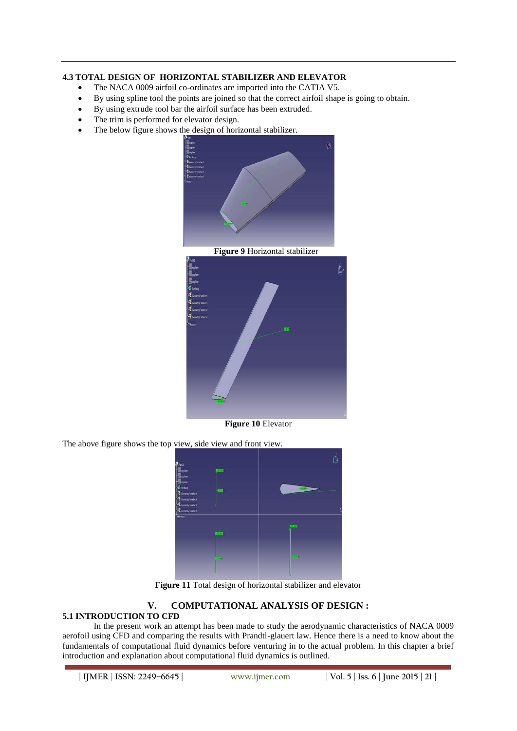### 4.3 TOTAL DESIGN OF HORIZONTAL STABILIZER AND ELEVATOR

- The NACA 0009 airfoil co-ordinates are imported into the CATIA V5.
- By using spline tool the points are joined so that the correct airfoil shape is going to obtain.
- By using extrude tool bar the airfoil surface has been extruded.
- The trim is performed for elevator design.
- The below figure shows the design of horizontal stabilizer.

**Figure 9** Horizontal stabilizer

**Figure 10** Elevator

The above figure shows the top view, side view and front view.

**Figure 11** Total design of horizontal stabilizer and elevator

## V. COMPUTATIONAL ANALYSIS OF DESIGN :

### 5.1 INTRODUCTION TO CFD

In the present work an attempt has been made to study the aerodynamic characteristics of NACA 0009 aerofoil using CFD and comparing the results with Prandtl-glauert law. Hence there is a need to know about the fundamentals of computational fluid dynamics before venturing in to the actual problem. In this chapter a brief introduction and explanation about computational fluid dynamics is outlined.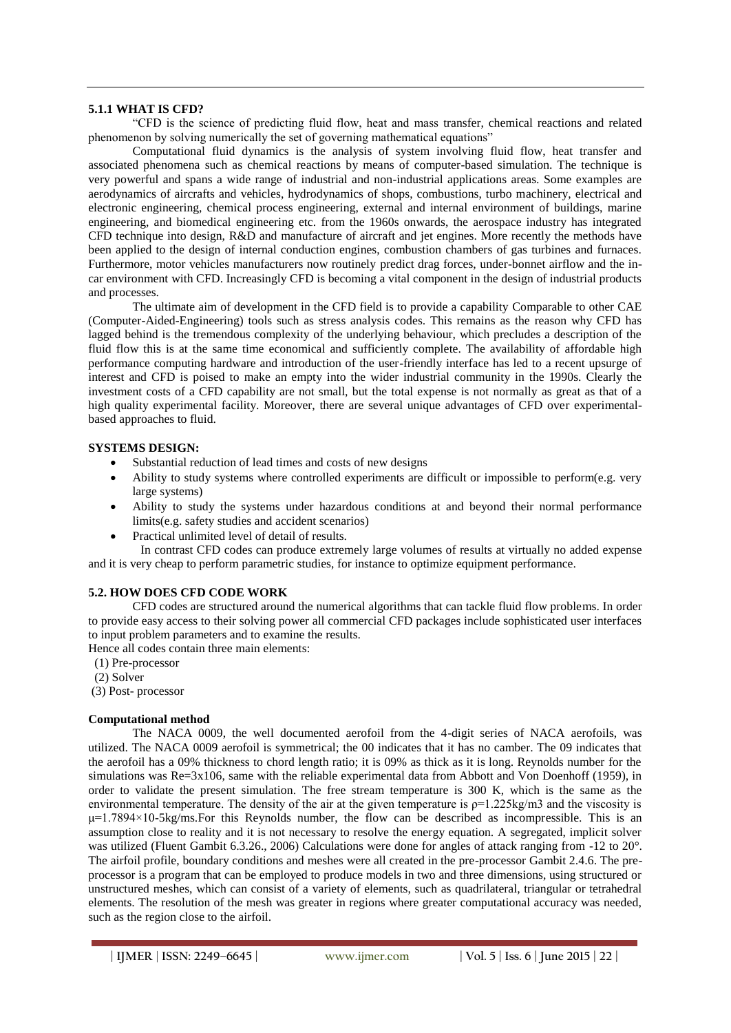#### 5.1.1 WHAT IS CFD?

"CFD is the science of predicting fluid flow, heat and mass transfer, chemical reactions and related phenomenon by solving numerically the set of governing mathematical equations"

Computational fluid dynamics is the analysis of system involving fluid flow, heat transfer and associated phenomena such as chemical reactions by means of computer-based simulation. The technique is very powerful and spans a wide range of industrial and non-industrial applications areas. Some examples are aerodynamics of aircrafts and vehicles, hydrodynamics of shops, combustions, turbo machinery, electrical and electronic engineering, chemical process engineering, external and internal environment of buildings, marine engineering, and biomedical engineering etc. from the 1960s onwards, the aerospace industry has integrated CFD technique into design, R&D and manufacture of aircraft and jet engines. More recently the methods have been applied to the design of internal conduction engines, combustion chambers of gas turbines and furnaces. Furthermore, motor vehicles manufacturers now routinely predict drag forces, under-bonnet airflow and the in-car environment with CFD. Increasingly CFD is becoming a vital component in the design of industrial products and processes.

The ultimate aim of development in the CFD field is to provide a capability Comparable to other CAE (Computer-Aided-Engineering) tools such as stress analysis codes. This remains as the reason why CFD has lagged behind is the tremendous complexity of the underlying behaviour, which precludes a description of the fluid flow this is at the same time economical and sufficiently complete. The availability of affordable high performance computing hardware and introduction of the user-friendly interface has led to a recent upsurge of interest and CFD is poised to make an empty into the wider industrial community in the 1990s. Clearly the investment costs of a CFD capability are not small, but the total expense is not normally as great as that of a high quality experimental facility. Moreover, there are several unique advantages of CFD over experimental-based approaches to fluid.

**SYSTEMS DESIGN:**

- Substantial reduction of lead times and costs of new designs
- Ability to study systems where controlled experiments are difficult or impossible to perform(e.g. very large systems)
- Ability to study the systems under hazardous conditions at and beyond their normal performance limits(e.g. safety studies and accident scenarios)
- Practical unlimited level of detail of results.

In contrast CFD codes can produce extremely large volumes of results at virtually no added expense and it is very cheap to perform parametric studies, for instance to optimize equipment performance.

#### 5.2. HOW DOES CFD CODE WORK

CFD codes are structured around the numerical algorithms that can tackle fluid flow problems. In order to provide easy access to their solving power all commercial CFD packages include sophisticated user interfaces to input problem parameters and to examine the results.

Hence all codes contain three main elements:

(1) Pre-processor
(2) Solver
(3) Post- processor

**Computational method**

The NACA 0009, the well documented aerofoil from the 4-digit series of NACA aerofoils, was utilized. The NACA 0009 aerofoil is symmetrical; the 00 indicates that it has no camber. The 09 indicates that the aerofoil has a 09% thickness to chord length ratio; it is 09% as thick as it is long. Reynolds number for the simulations was $Re=3x10^6$, same with the reliable experimental data from Abbott and Von Doenhoff (1959), in order to validate the present simulation. The free stream temperature is 300 K, which is the same as the environmental temperature. The density of the air at the given temperature is $\rho=1.225kg/m^3$ and the viscosity is $\mu=1.7894\times10^{-5}kg/ms$.For this Reynolds number, the flow can be described as incompressible. This is an assumption close to reality and it is not necessary to resolve the energy equation. A segregated, implicit solver was utilized (Fluent Gambit 6.3.26., 2006) Calculations were done for angles of attack ranging from -12 to 20°. The airfoil profile, boundary conditions and meshes were all created in the pre-processor Gambit 2.4.6. The pre-processor is a program that can be employed to produce models in two and three dimensions, using structured or unstructured meshes, which can consist of a variety of elements, such as quadrilateral, triangular or tetrahedral elements. The resolution of the mesh was greater in regions where greater computational accuracy was needed, such as the region close to the airfoil.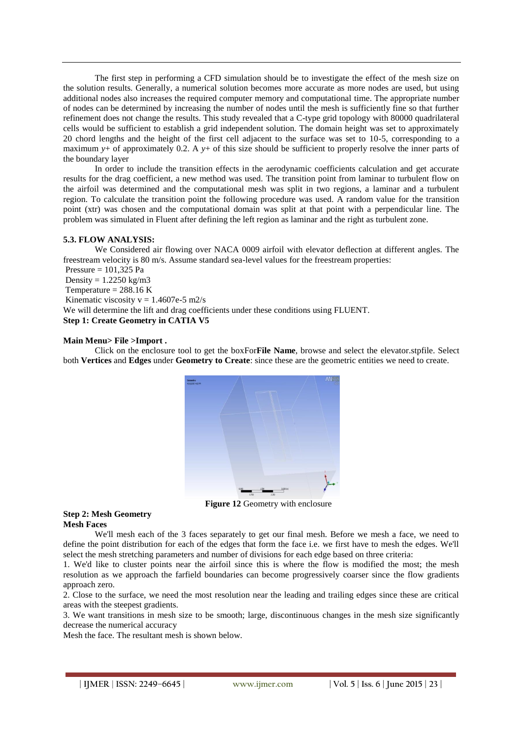The first step in performing a CFD simulation should be to investigate the effect of the mesh size on the solution results. Generally, a numerical solution becomes more accurate as more nodes are used, but using additional nodes also increases the required computer memory and computational time. The appropriate number of nodes can be determined by increasing the number of nodes until the mesh is sufficiently fine so that further refinement does not change the results. This study revealed that a C-type grid topology with 80000 quadrilateral cells would be sufficient to establish a grid independent solution. The domain height was set to approximately 20 chord lengths and the height of the first cell adjacent to the surface was set to 10-5, corresponding to a maximum $y+$ of approximately 0.2. A $y+$ of this size should be sufficient to properly resolve the inner parts of the boundary layer

In order to include the transition effects in the aerodynamic coefficients calculation and get accurate results for the drag coefficient, a new method was used. The transition point from laminar to turbulent flow on the airfoil was determined and the computational mesh was split in two regions, a laminar and a turbulent region. To calculate the transition point the following procedure was used. A random value for the transition point (xtr) was chosen and the computational domain was split at that point with a perpendicular line. The problem was simulated in Fluent after defining the left region as laminar and the right as turbulent zone.

### 5.3. FLOW ANALYSIS:

We Considered air flowing over NACA 0009 airfoil with elevator deflection at different angles. The freestream velocity is 80 m/s. Assume standard sea-level values for the freestream properties:

Pressure = 101,325 Pa
Density = 1.2250 kg/m3
Temperature = 288.16 K
Kinematic viscosity v = 1.4607e-5 m2/s

We will determine the lift and drag coefficients under these conditions using FLUENT.

**Step 1: Create Geometry in CATIA V5**

**Main Menu> File >Import .**

Click on the enclosure tool to get the boxFor**File Name**, browse and select the elevator.stpfile. Select both **Vertices** and **Edges** under **Geometry to Create**: since these are the geometric entities we need to create.

**Figure 12** Geometry with enclosure

**Step 2: Mesh Geometry**
**Mesh Faces**

We'll mesh each of the 3 faces separately to get our final mesh. Before we mesh a face, we need to define the point distribution for each of the edges that form the face i.e. we first have to mesh the edges. We'll select the mesh stretching parameters and number of divisions for each edge based on three criteria:

1. We'd like to cluster points near the airfoil since this is where the flow is modified the most; the mesh resolution as we approach the farfield boundaries can become progressively coarser since the flow gradients approach zero.
2. Close to the surface, we need the most resolution near the leading and trailing edges since these are critical areas with the steepest gradients.
3. We want transitions in mesh size to be smooth; large, discontinuous changes in the mesh size significantly decrease the numerical accuracy

Mesh the face. The resultant mesh is shown below.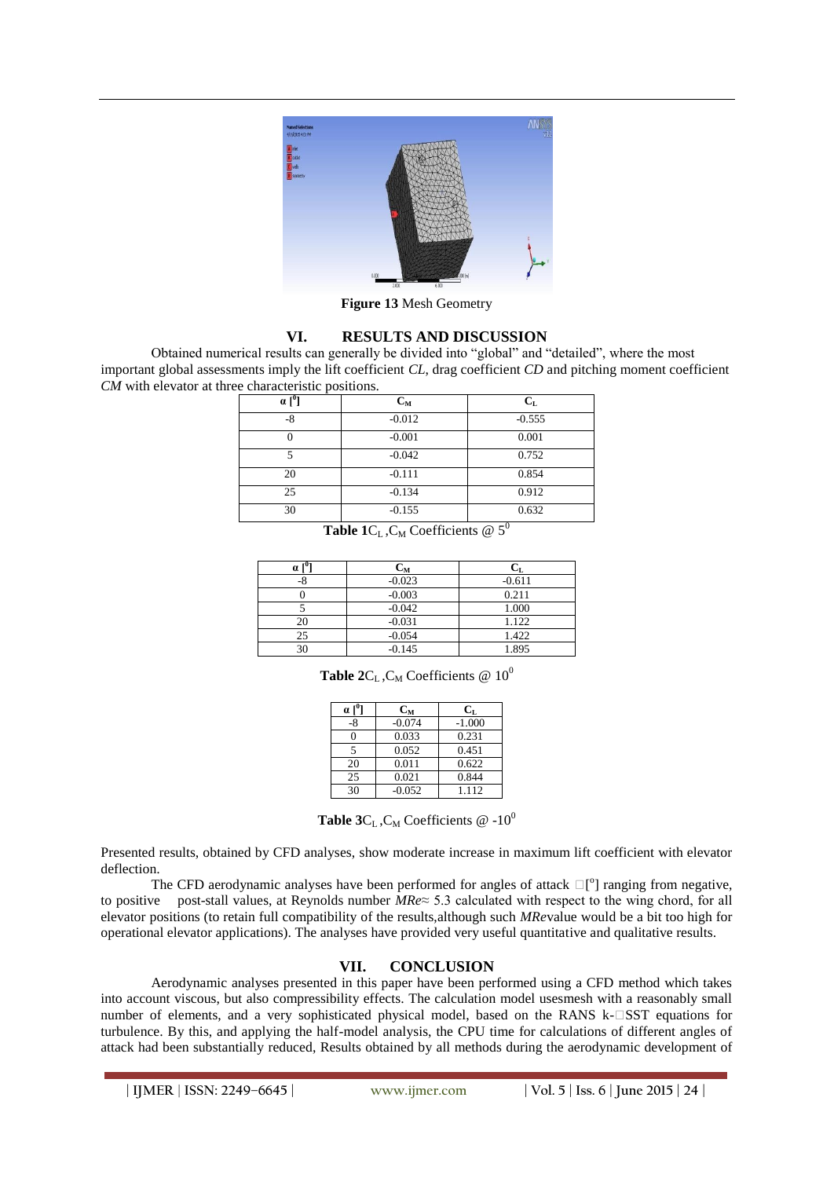**Figure 13** Mesh Geometry

## VI. RESULTS AND DISCUSSION

Obtained numerical results can generally be divided into "global" and "detailed", where the most important global assessments imply the lift coefficient *CL*, drag coefficient *CD* and pitching moment coefficient *CM* with elevator at three characteristic positions.

| $\alpha$ [$^0$] | $C_M$ | $C_L$ |
|---|---|---|
| -8 | -0.012 | -0.555 |
| 0 | -0.001 | 0.001 |
| 5 | -0.042 | 0.752 |
| 20 | -0.111 | 0.854 |
| 25 | -0.134 | 0.912 |
| 30 | -0.155 | 0.632 |

**Table 1** $C_L$, $C_M$ Coefficients @ $5^0$

| $\alpha$ [$^0$] | $C_M$ | $C_L$ |
|---|---|---|
| -8 | -0.023 | -0.611 |
| 0 | -0.003 | 0.211 |
| 5 | -0.042 | 1.000 |
| 20 | -0.031 | 1.122 |
| 25 | -0.054 | 1.422 |
| 30 | -0.145 | 1.895 |

**Table 2** $C_L$, $C_M$ Coefficients @ $10^0$

| $\alpha$ [$^0$] | $C_M$ | $C_L$ |
|---|---|---|
| -8 | -0.074 | -1.000 |
| 0 | 0.033 | 0.231 |
| 5 | 0.052 | 0.451 |
| 20 | 0.011 | 0.622 |
| 25 | 0.021 | 0.844 |
| 30 | -0.052 | 1.112 |

**Table 3** $C_L$, $C_M$ Coefficients @ $-10^0$

Presented results, obtained by CFD analyses, show moderate increase in maximum lift coefficient with elevator deflection.

The CFD aerodynamic analyses have been performed for angles of attack $\alpha$[$^0$] ranging from negative, to positive post-stall values, at Reynolds number *MRe*≈ 5.3 calculated with respect to the wing chord, for all elevator positions (to retain full compatibility of the results,although such *MRe*value would be a bit too high for operational elevator applications). The analyses have provided very useful quantitative and qualitative results.

## VII. CONCLUSION

Aerodynamic analyses presented in this paper have been performed using a CFD method which takes into account viscous, but also compressibility effects. The calculation model usesmesh with a reasonably small number of elements, and a very sophisticated physical model, based on the RANS k-$\omega$SST equations for turbulence. By this, and applying the half-model analysis, the CPU time for calculations of different angles of attack had been substantially reduced, Results obtained by all methods during the aerodynamic development of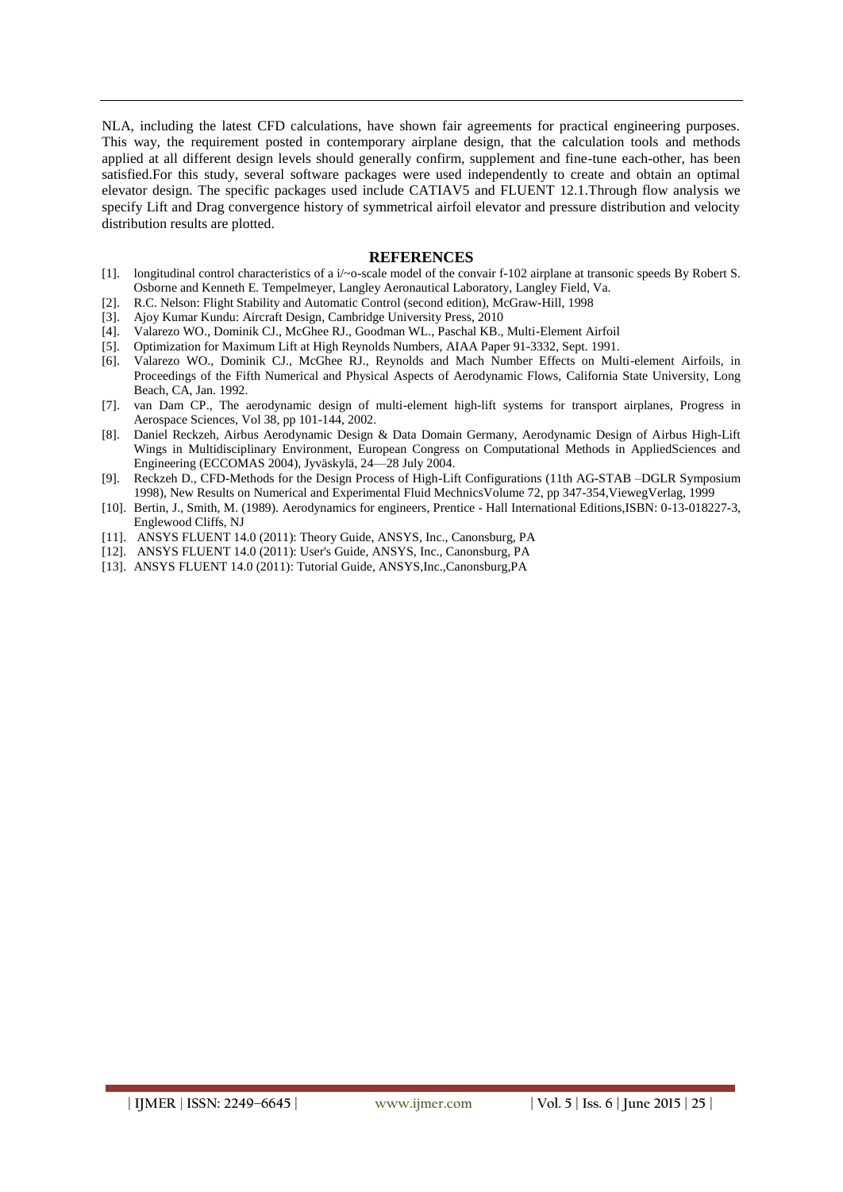NLA, including the latest CFD calculations, have shown fair agreements for practical engineering purposes. This way, the requirement posted in contemporary airplane design, that the calculation tools and methods applied at all different design levels should generally confirm, supplement and fine-tune each-other, has been satisfied.For this study, several software packages were used independently to create and obtain an optimal elevator design. The specific packages used include CATIAV5 and FLUENT 12.1.Through flow analysis we specify Lift and Drag convergence history of symmetrical airfoil elevator and pressure distribution and velocity distribution results are plotted.

## REFERENCES

[1]. longitudinal control characteristics of a i/~o-scale model of the convair f-102 airplane at transonic speeds By Robert S. Osborne and Kenneth E. Tempelmeyer, Langley Aeronautical Laboratory, Langley Field, Va.

[2]. R.C. Nelson: Flight Stability and Automatic Control (second edition), McGraw-Hill, 1998

[3]. Ajoy Kumar Kundu: Aircraft Design, Cambridge University Press, 2010

[4]. Valarezo WO., Dominik CJ., McGhee RJ., Goodman WL., Paschal KB., Multi-Element Airfoil

[5]. Optimization for Maximum Lift at High Reynolds Numbers, AIAA Paper 91-3332, Sept. 1991.

[6]. Valarezo WO., Dominik CJ., McGhee RJ., Reynolds and Mach Number Effects on Multi-element Airfoils, in Proceedings of the Fifth Numerical and Physical Aspects of Aerodynamic Flows, California State University, Long Beach, CA, Jan. 1992.

[7]. van Dam CP., The aerodynamic design of multi-element high-lift systems for transport airplanes, Progress in Aerospace Sciences, Vol 38, pp 101-144, 2002.

[8]. Daniel Reckzeh, Airbus Aerodynamic Design & Data Domain Germany, Aerodynamic Design of Airbus High-Lift Wings in Multidisciplinary Environment, European Congress on Computational Methods in AppliedSciences and Engineering (ECCOMAS 2004), Jyväskylä, 24—28 July 2004.

[9]. Reckzeh D., CFD-Methods for the Design Process of High-Lift Configurations (11th AG-STAB –DGLR Symposium 1998), New Results on Numerical and Experimental Fluid MechnicsVolume 72, pp 347-354,ViewegVerlag, 1999

[10]. Bertin, J., Smith, M. (1989). Aerodynamics for engineers, Prentice - Hall International Editions,ISBN: 0-13-018227-3, Englewood Cliffs, NJ

[11]. ANSYS FLUENT 14.0 (2011): Theory Guide, ANSYS, Inc., Canonsburg, PA

[12]. ANSYS FLUENT 14.0 (2011): User's Guide, ANSYS, Inc., Canonsburg, PA

[13]. ANSYS FLUENT 14.0 (2011): Tutorial Guide, ANSYS,Inc.,Canonsburg,PA